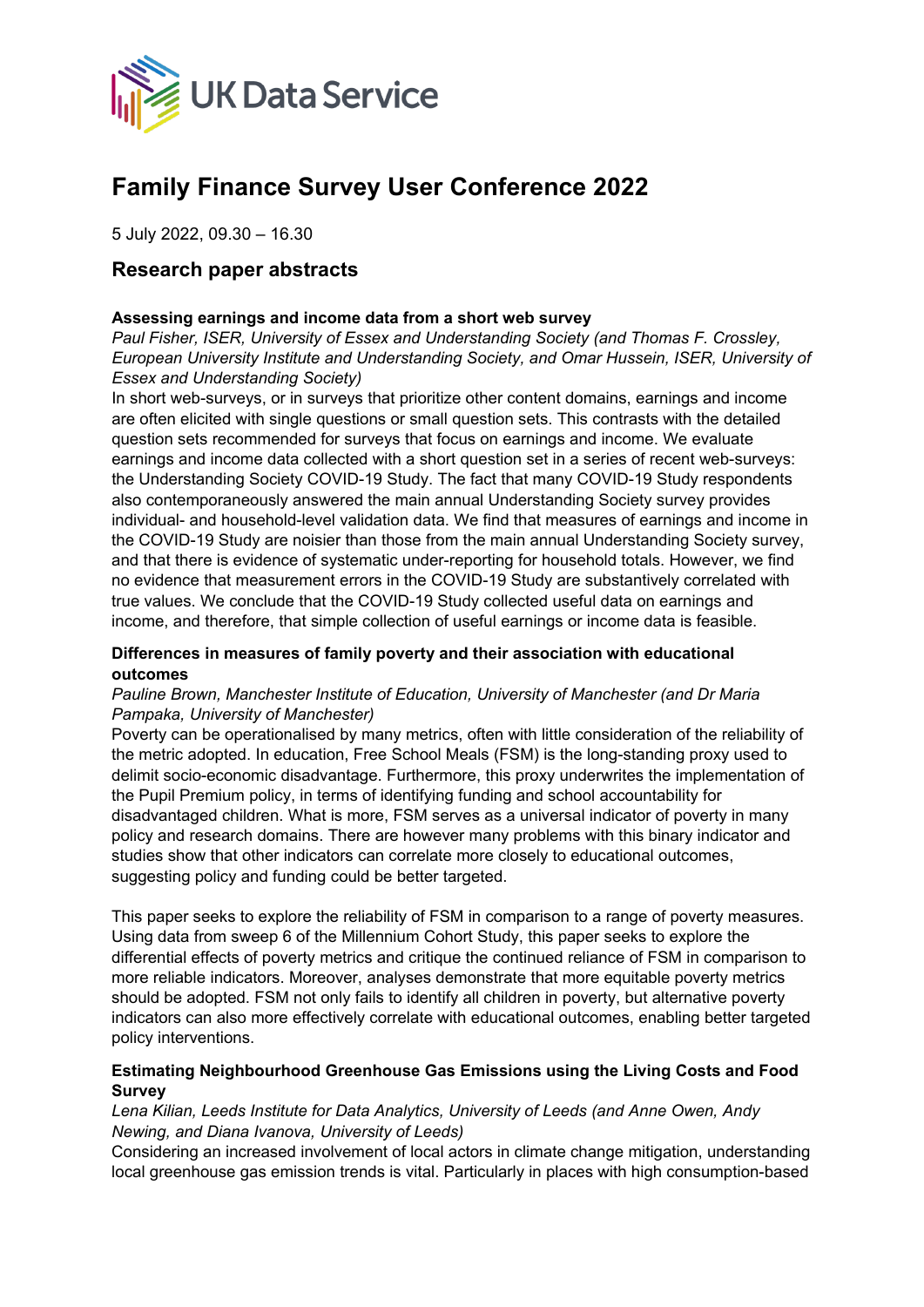UK Data Service

# Family Finance Survey User Conference 2022

5 July 2022, 09.30 – 16.30

## Research paper abstracts

**Assessing earnings and income data from a short web survey**

*Paul Fisher, ISER, University of Essex and Understanding Society (and Thomas F. Crossley, European University Institute and Understanding Society, and Omar Hussein, ISER, University of Essex and Understanding Society)*

In short web-surveys, or in surveys that prioritize other content domains, earnings and income are often elicited with single questions or small question sets. This contrasts with the detailed question sets recommended for surveys that focus on earnings and income. We evaluate earnings and income data collected with a short question set in a series of recent web-surveys: the Understanding Society COVID-19 Study. The fact that many COVID-19 Study respondents also contemporaneously answered the main annual Understanding Society survey provides individual- and household-level validation data. We find that measures of earnings and income in the COVID-19 Study are noisier than those from the main annual Understanding Society survey, and that there is evidence of systematic under-reporting for household totals. However, we find no evidence that measurement errors in the COVID-19 Study are substantively correlated with true values. We conclude that the COVID-19 Study collected useful data on earnings and income, and therefore, that simple collection of useful earnings or income data is feasible.

**Differences in measures of family poverty and their association with educational outcomes**

*Pauline Brown, Manchester Institute of Education, University of Manchester (and Dr Maria Pampaka, University of Manchester)*

Poverty can be operationalised by many metrics, often with little consideration of the reliability of the metric adopted. In education, Free School Meals (FSM) is the long-standing proxy used to delimit socio-economic disadvantage. Furthermore, this proxy underwrites the implementation of the Pupil Premium policy, in terms of identifying funding and school accountability for disadvantaged children. What is more, FSM serves as a universal indicator of poverty in many policy and research domains. There are however many problems with this binary indicator and studies show that other indicators can correlate more closely to educational outcomes, suggesting policy and funding could be better targeted.

This paper seeks to explore the reliability of FSM in comparison to a range of poverty measures. Using data from sweep 6 of the Millennium Cohort Study, this paper seeks to explore the differential effects of poverty metrics and critique the continued reliance of FSM in comparison to more reliable indicators. Moreover, analyses demonstrate that more equitable poverty metrics should be adopted. FSM not only fails to identify all children in poverty, but alternative poverty indicators can also more effectively correlate with educational outcomes, enabling better targeted policy interventions.

**Estimating Neighbourhood Greenhouse Gas Emissions using the Living Costs and Food Survey**

*Lena Kilian, Leeds Institute for Data Analytics, University of Leeds (and Anne Owen, Andy Newing, and Diana Ivanova, University of Leeds)*

Considering an increased involvement of local actors in climate change mitigation, understanding local greenhouse gas emission trends is vital. Particularly in places with high consumption-based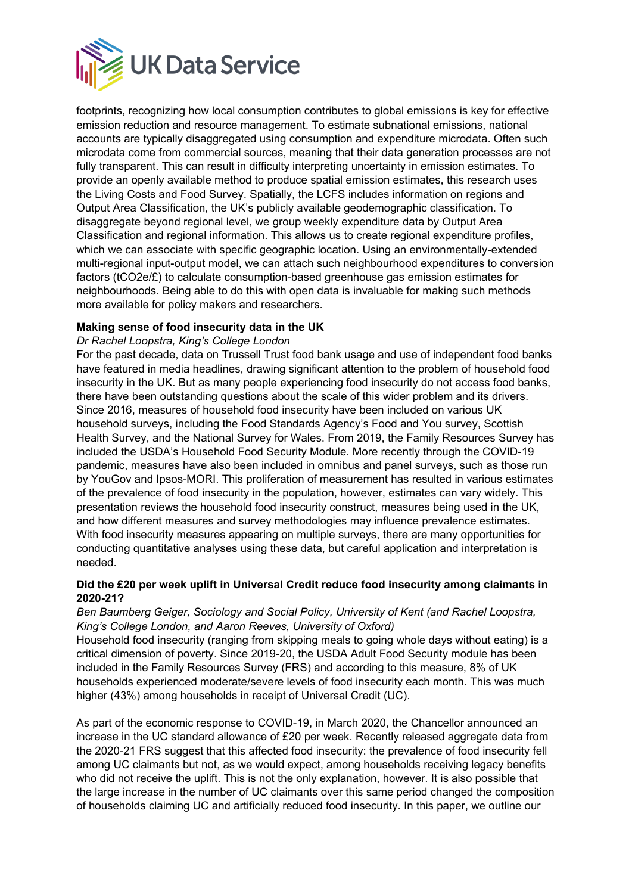footprints, recognizing how local consumption contributes to global emissions is key for effective emission reduction and resource management. To estimate subnational emissions, national accounts are typically disaggregated using consumption and expenditure microdata. Often such microdata come from commercial sources, meaning that their data generation processes are not fully transparent. This can result in difficulty interpreting uncertainty in emission estimates. To provide an openly available method to produce spatial emission estimates, this research uses the Living Costs and Food Survey. Spatially, the LCFS includes information on regions and Output Area Classification, the UK's publicly available geodemographic classification. To disaggregate beyond regional level, we group weekly expenditure data by Output Area Classification and regional information. This allows us to create regional expenditure profiles, which we can associate with specific geographic location. Using an environmentally-extended multi-regional input-output model, we can attach such neighbourhood expenditures to conversion factors ($tCO_2e$/£) to calculate consumption-based greenhouse gas emission estimates for neighbourhoods. Being able to do this with open data is invaluable for making such methods more available for policy makers and researchers.

**Making sense of food insecurity data in the UK**

*Dr Rachel Loopstra, King's College London*

For the past decade, data on Trussell Trust food bank usage and use of independent food banks have featured in media headlines, drawing significant attention to the problem of household food insecurity in the UK. But as many people experiencing food insecurity do not access food banks, there have been outstanding questions about the scale of this wider problem and its drivers. Since 2016, measures of household food insecurity have been included on various UK household surveys, including the Food Standards Agency's Food and You survey, Scottish Health Survey, and the National Survey for Wales. From 2019, the Family Resources Survey has included the USDA's Household Food Security Module. More recently through the COVID-19 pandemic, measures have also been included in omnibus and panel surveys, such as those run by YouGov and Ipsos-MORI. This proliferation of measurement has resulted in various estimates of the prevalence of food insecurity in the population, however, estimates can vary widely. This presentation reviews the household food insecurity construct, measures being used in the UK, and how different measures and survey methodologies may influence prevalence estimates. With food insecurity measures appearing on multiple surveys, there are many opportunities for conducting quantitative analyses using these data, but careful application and interpretation is needed.

**Did the £20 per week uplift in Universal Credit reduce food insecurity among claimants in 2020-21?**

*Ben Baumberg Geiger, Sociology and Social Policy, University of Kent (and Rachel Loopstra, King's College London, and Aaron Reeves, University of Oxford)*

Household food insecurity (ranging from skipping meals to going whole days without eating) is a critical dimension of poverty. Since 2019-20, the USDA Adult Food Security module has been included in the Family Resources Survey (FRS) and according to this measure, 8% of UK households experienced moderate/severe levels of food insecurity each month. This was much higher (43%) among households in receipt of Universal Credit (UC).

As part of the economic response to COVID-19, in March 2020, the Chancellor announced an increase in the UC standard allowance of £20 per week. Recently released aggregate data from the 2020-21 FRS suggest that this affected food insecurity: the prevalence of food insecurity fell among UC claimants but not, as we would expect, among households receiving legacy benefits who did not receive the uplift. This is not the only explanation, however. It is also possible that the large increase in the number of UC claimants over this same period changed the composition of households claiming UC and artificially reduced food insecurity. In this paper, we outline our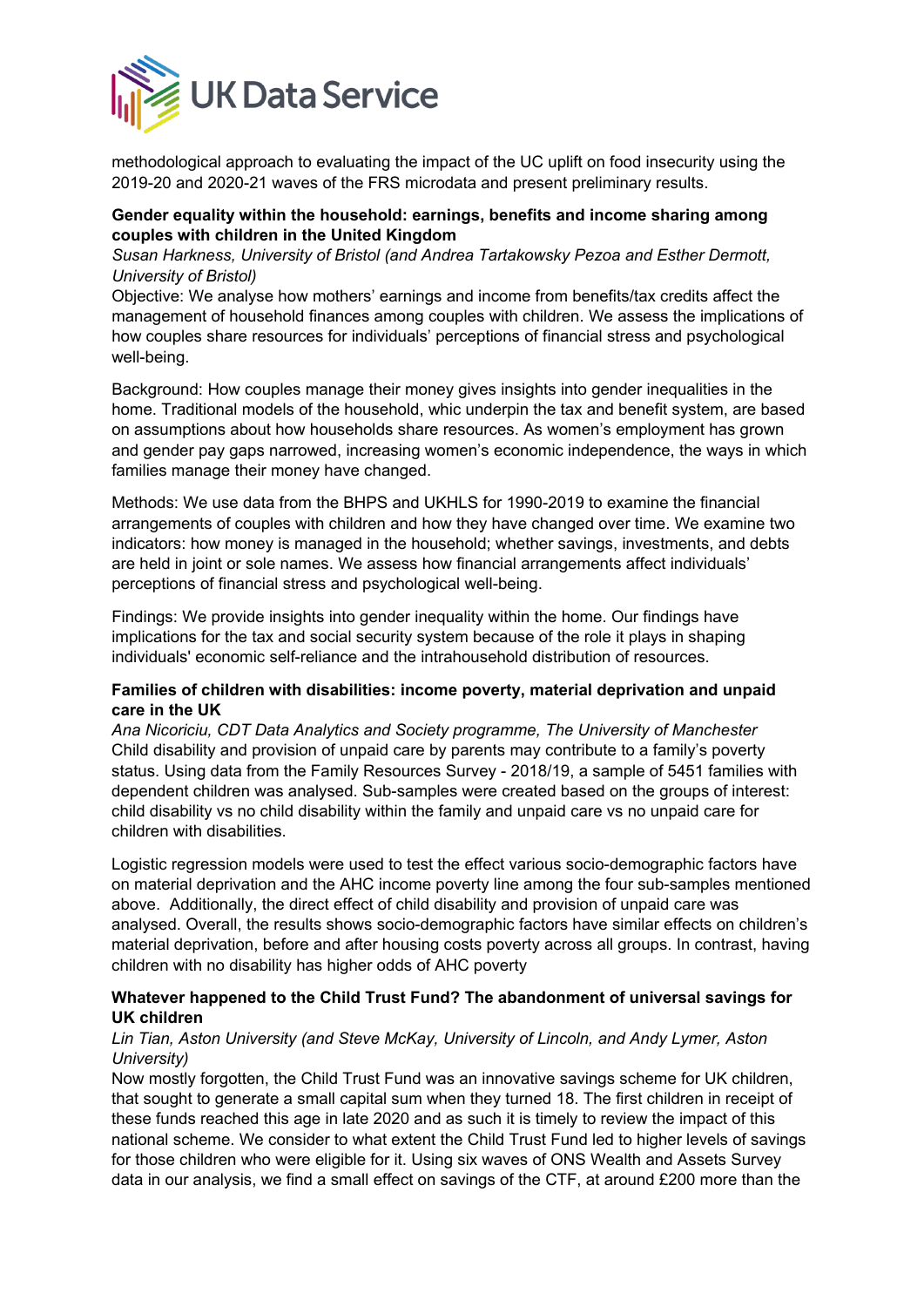methodological approach to evaluating the impact of the UC uplift on food insecurity using the 2019-20 and 2020-21 waves of the FRS microdata and present preliminary results.

**Gender equality within the household: earnings, benefits and income sharing among couples with children in the United Kingdom**

*Susan Harkness, University of Bristol (and Andrea Tartakowsky Pezoa and Esther Dermott, University of Bristol)*

Objective: We analyse how mothers' earnings and income from benefits/tax credits affect the management of household finances among couples with children. We assess the implications of how couples share resources for individuals' perceptions of financial stress and psychological well-being.

Background: How couples manage their money gives insights into gender inequalities in the home. Traditional models of the household, whic underpin the tax and benefit system, are based on assumptions about how households share resources. As women's employment has grown and gender pay gaps narrowed, increasing women's economic independence, the ways in which families manage their money have changed.

Methods: We use data from the BHPS and UKHLS for 1990-2019 to examine the financial arrangements of couples with children and how they have changed over time. We examine two indicators: how money is managed in the household; whether savings, investments, and debts are held in joint or sole names. We assess how financial arrangements affect individuals' perceptions of financial stress and psychological well-being.

Findings: We provide insights into gender inequality within the home. Our findings have implications for the tax and social security system because of the role it plays in shaping individuals' economic self-reliance and the intrahousehold distribution of resources.

**Families of children with disabilities: income poverty, material deprivation and unpaid care in the UK**

*Ana Nicoriciu, CDT Data Analytics and Society programme, The University of Manchester*

Child disability and provision of unpaid care by parents may contribute to a family's poverty status. Using data from the Family Resources Survey - 2018/19, a sample of 5451 families with dependent children was analysed. Sub-samples were created based on the groups of interest: child disability vs no child disability within the family and unpaid care vs no unpaid care for children with disabilities.

Logistic regression models were used to test the effect various socio-demographic factors have on material deprivation and the AHC income poverty line among the four sub-samples mentioned above. Additionally, the direct effect of child disability and provision of unpaid care was analysed. Overall, the results shows socio-demographic factors have similar effects on children's material deprivation, before and after housing costs poverty across all groups. In contrast, having children with no disability has higher odds of AHC poverty

**Whatever happened to the Child Trust Fund? The abandonment of universal savings for UK children**

*Lin Tian, Aston University (and Steve McKay, University of Lincoln, and Andy Lymer, Aston University)*

Now mostly forgotten, the Child Trust Fund was an innovative savings scheme for UK children, that sought to generate a small capital sum when they turned 18. The first children in receipt of these funds reached this age in late 2020 and as such it is timely to review the impact of this national scheme. We consider to what extent the Child Trust Fund led to higher levels of savings for those children who were eligible for it. Using six waves of ONS Wealth and Assets Survey data in our analysis, we find a small effect on savings of the CTF, at around £200 more than the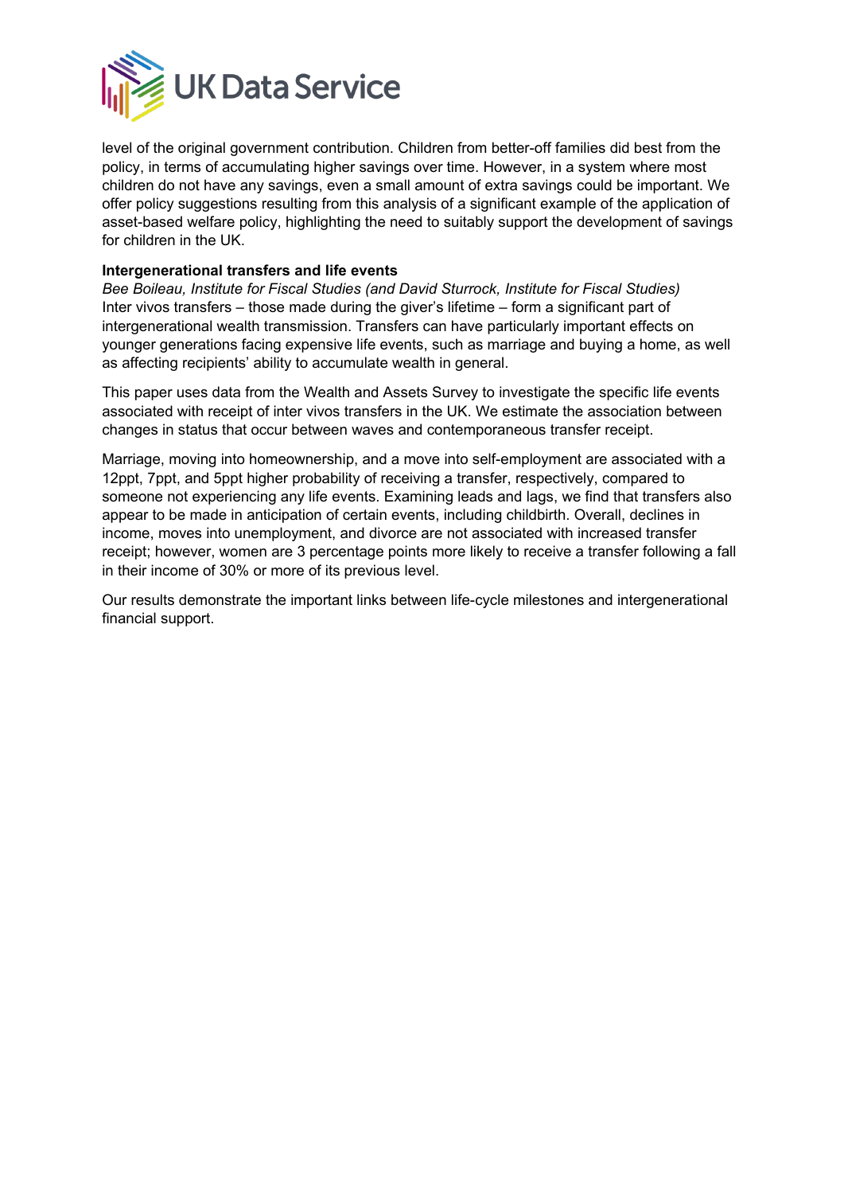level of the original government contribution. Children from better-off families did best from the policy, in terms of accumulating higher savings over time. However, in a system where most children do not have any savings, even a small amount of extra savings could be important. We offer policy suggestions resulting from this analysis of a significant example of the application of asset-based welfare policy, highlighting the need to suitably support the development of savings for children in the UK.

**Intergenerational transfers and life events**

*Bee Boileau, Institute for Fiscal Studies (and David Sturrock, Institute for Fiscal Studies)*

Inter vivos transfers – those made during the giver's lifetime – form a significant part of intergenerational wealth transmission. Transfers can have particularly important effects on younger generations facing expensive life events, such as marriage and buying a home, as well as affecting recipients' ability to accumulate wealth in general.

This paper uses data from the Wealth and Assets Survey to investigate the specific life events associated with receipt of inter vivos transfers in the UK. We estimate the association between changes in status that occur between waves and contemporaneous transfer receipt.

Marriage, moving into homeownership, and a move into self-employment are associated with a 12ppt, 7ppt, and 5ppt higher probability of receiving a transfer, respectively, compared to someone not experiencing any life events. Examining leads and lags, we find that transfers also appear to be made in anticipation of certain events, including childbirth. Overall, declines in income, moves into unemployment, and divorce are not associated with increased transfer receipt; however, women are 3 percentage points more likely to receive a transfer following a fall in their income of 30% or more of its previous level.

Our results demonstrate the important links between life-cycle milestones and intergenerational financial support.